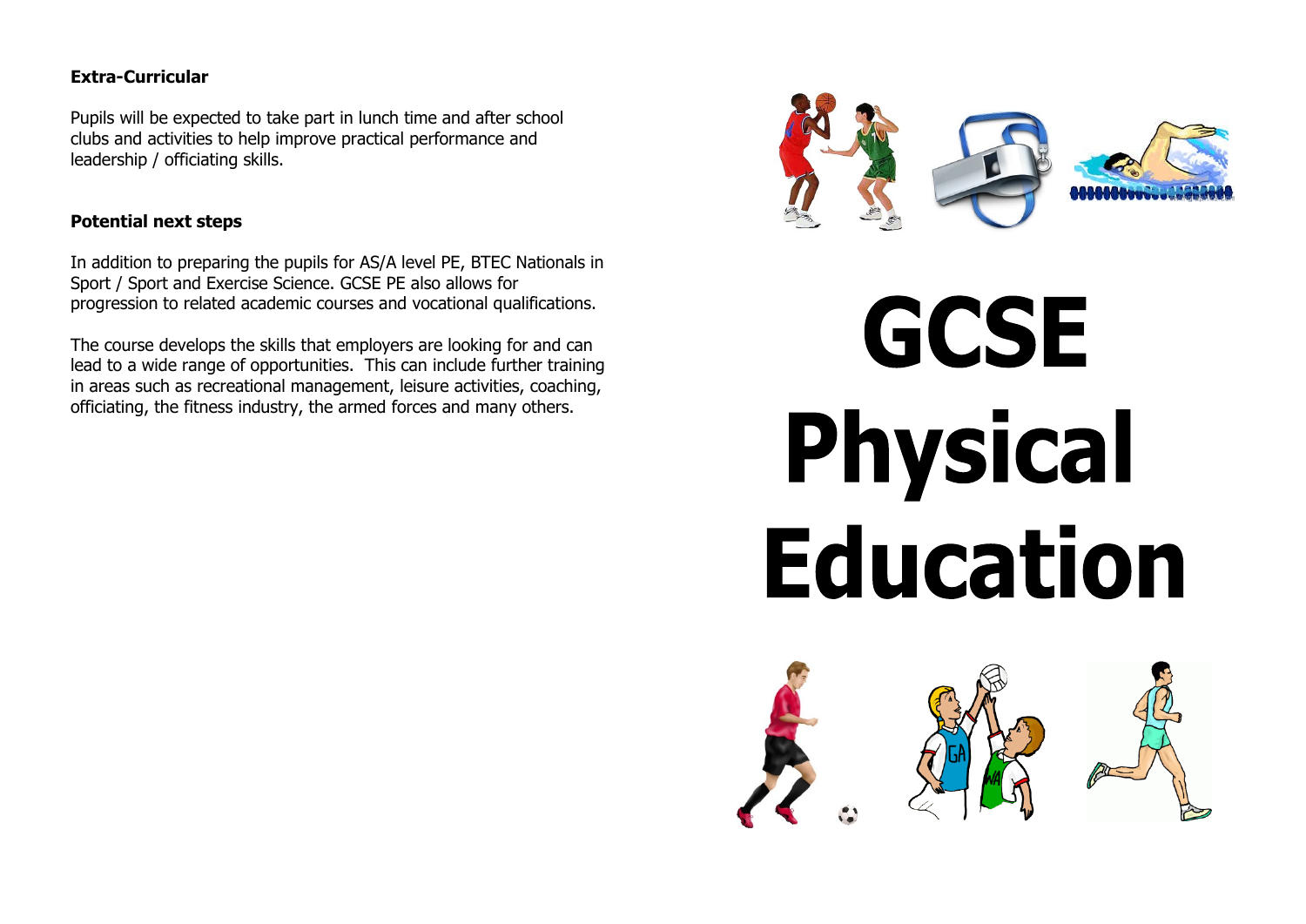**Extra-Curricular**

Pupils will be expected to take part in lunch time and after school clubs and activities to help improve practical performance and leadership / officiating skills.

**Potential next steps**

In addition to preparing the pupils for AS/A level PE, BTEC Nationals in Sport / Sport and Exercise Science. GCSE PE also allows for progression to related academic courses and vocational qualifications.

The course develops the skills that employers are looking for and can lead to a wide range of opportunities. This can include further training in areas such as recreational management, leisure activities, coaching, officiating, the fitness industry, the armed forces and many others.

# GCSE Physical Education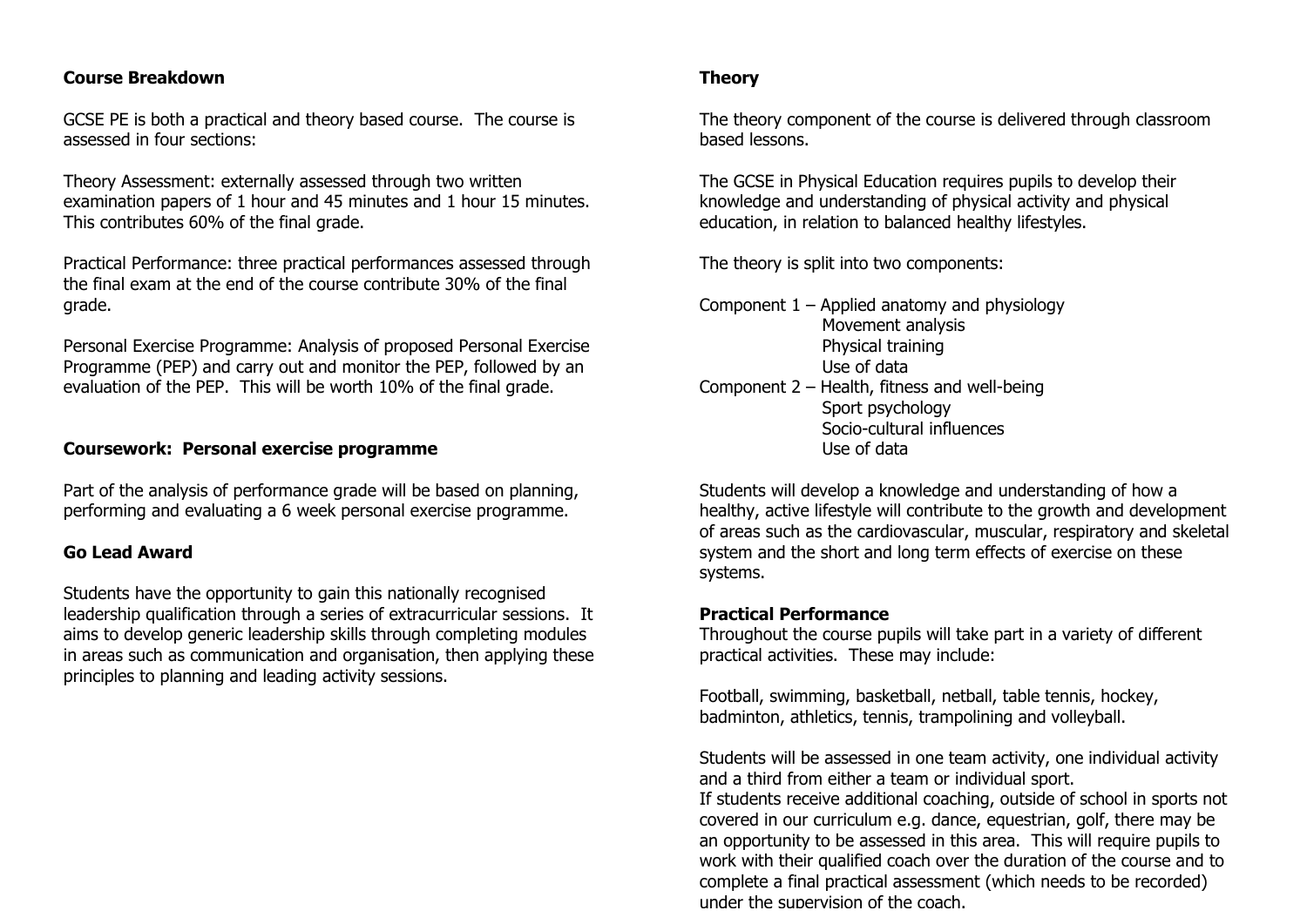**Course Breakdown**

GCSE PE is both a practical and theory based course. The course is assessed in four sections:

Theory Assessment: externally assessed through two written examination papers of 1 hour and 45 minutes and 1 hour 15 minutes. This contributes 60% of the final grade.

Practical Performance: three practical performances assessed through the final exam at the end of the course contribute 30% of the final grade.

Personal Exercise Programme: Analysis of proposed Personal Exercise Programme (PEP) and carry out and monitor the PEP, followed by an evaluation of the PEP. This will be worth 10% of the final grade.

**Coursework: Personal exercise programme**

Part of the analysis of performance grade will be based on planning, performing and evaluating a 6 week personal exercise programme.

**Go Lead Award**

Students have the opportunity to gain this nationally recognised leadership qualification through a series of extracurricular sessions. It aims to develop generic leadership skills through completing modules in areas such as communication and organisation, then applying these principles to planning and leading activity sessions.

**Theory**

The theory component of the course is delivered through classroom based lessons.

The GCSE in Physical Education requires pupils to develop their knowledge and understanding of physical activity and physical education, in relation to balanced healthy lifestyles.

The theory is split into two components:

Component 1 – Applied anatomy and physiology
Movement analysis
Physical training
Use of data

Component 2 – Health, fitness and well-being
Sport psychology
Socio-cultural influences
Use of data

Students will develop a knowledge and understanding of how a healthy, active lifestyle will contribute to the growth and development of areas such as the cardiovascular, muscular, respiratory and skeletal system and the short and long term effects of exercise on these systems.

**Practical Performance**

Throughout the course pupils will take part in a variety of different practical activities. These may include:

Football, swimming, basketball, netball, table tennis, hockey, badminton, athletics, tennis, trampolining and volleyball.

Students will be assessed in one team activity, one individual activity and a third from either a team or individual sport.
If students receive additional coaching, outside of school in sports not covered in our curriculum e.g. dance, equestrian, golf, there may be an opportunity to be assessed in this area. This will require pupils to work with their qualified coach over the duration of the course and to complete a final practical assessment (which needs to be recorded) under the supervision of the coach.